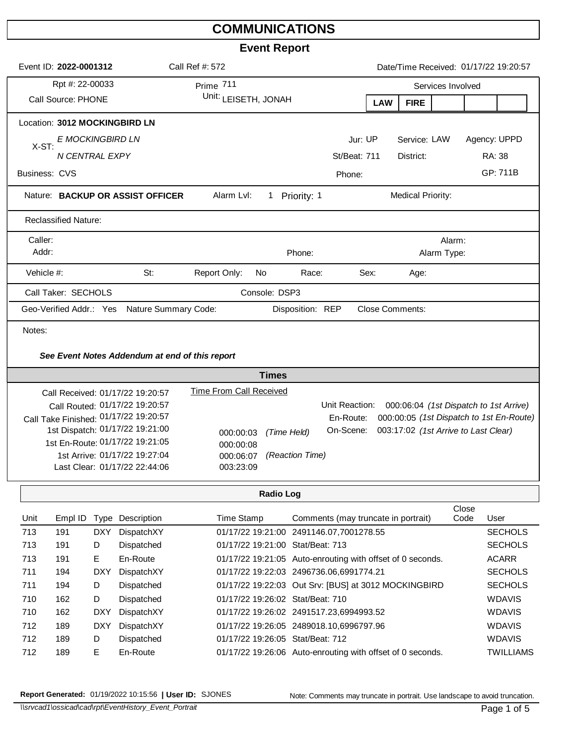# COMMUNICATIONS

## Event Report

Event ID: **2022-0001312** Call Ref #: 572 Date/Time Received: 01/17/22 19:20:57

| | | |
|---|---|---|
| Rpt #: 22-00033 | Prime Unit: 711 LEISETH, JONAH | Services Involved: **LAW** **FIRE** |
| Call Source: PHONE | | |

Location: **3012 MOCKINGBIRD LN**

X-ST: *E MOCKINGBIRD LN* / *N CENTRAL EXPY*

Jur: UP Service: LAW Agency: UPPD

St/Beat: 711 District: RA: 38

Business: CVS Phone: GP: 711B

Nature: **BACKUP OR ASSIST OFFICER** Alarm Lvl: 1 Priority: 1 Medical Priority:

Reclassified Nature:

Caller: Alarm:

Addr: Phone: Alarm Type:

Vehicle #: St: Report Only: No Race: Sex: Age:

Call Taker: SECHOLS Console: DSP3

Geo-Verified Addr.: Yes Nature Summary Code: Disposition: REP Close Comments:

Notes:

***See Event Notes Addendum at end of this report***

### Times

| | | Time From Call Received | |
|---|---|---|---|
| Call Received: | 01/17/22 19:20:57 | | |
| Call Routed: | 01/17/22 19:20:57 | | |
| Call Take Finished: | 01/17/22 19:20:57 | | |
| 1st Dispatch: | 01/17/22 19:21:00 | 000:00:03 | *(Time Held)* |
| 1st En-Route: | 01/17/22 19:21:05 | 000:00:08 | |
| 1st Arrive: | 01/17/22 19:27:04 | 000:06:07 | *(Reaction Time)* |
| Last Clear: | 01/17/22 22:44:06 | 003:23:09 | |

Unit Reaction: 000:06:04 *(1st Dispatch to 1st Arrive)*

En-Route: 000:00:05 *(1st Dispatch to 1st En-Route)*

On-Scene: 003:17:02 *(1st Arrive to Last Clear)*

### Radio Log

| Unit | Empl ID | Type | Description | Time Stamp | Comments (may truncate in portrait) | Close Code | User |
|---|---|---|---|---|---|---|---|
| 713 | 191 | DXY | DispatchXY | 01/17/22 19:21:00 | 2491146.07,7001278.55 | | SECHOLS |
| 713 | 191 | D | Dispatched | 01/17/22 19:21:00 | Stat/Beat: 713 | | SECHOLS |
| 713 | 191 | E | En-Route | 01/17/22 19:21:05 | Auto-enrouting with offset of 0 seconds. | | ACARR |
| 711 | 194 | DXY | DispatchXY | 01/17/22 19:22:03 | 2496736.06,6991774.21 | | SECHOLS |
| 711 | 194 | D | Dispatched | 01/17/22 19:22:03 | Out Srv: [BUS] at 3012 MOCKINGBIRD | | SECHOLS |
| 710 | 162 | D | Dispatched | 01/17/22 19:26:02 | Stat/Beat: 710 | | WDAVIS |
| 710 | 162 | DXY | DispatchXY | 01/17/22 19:26:02 | 2491517.23,6994993.52 | | WDAVIS |
| 712 | 189 | DXY | DispatchXY | 01/17/22 19:26:05 | 2489018.10,6996797.96 | | WDAVIS |
| 712 | 189 | D | Dispatched | 01/17/22 19:26:05 | Stat/Beat: 712 | | WDAVIS |
| 712 | 189 | E | En-Route | 01/17/22 19:26:06 | Auto-enrouting with offset of 0 seconds. | | TWILLIAMS |

**Report Generated:** 01/19/2022 10:15:56 **| User ID:** SJONES

Note: Comments may truncate in portrait. Use landscape to avoid truncation.

*\\srvcad1\ossicad\cad\rpt\EventHistory_Event_Portrait*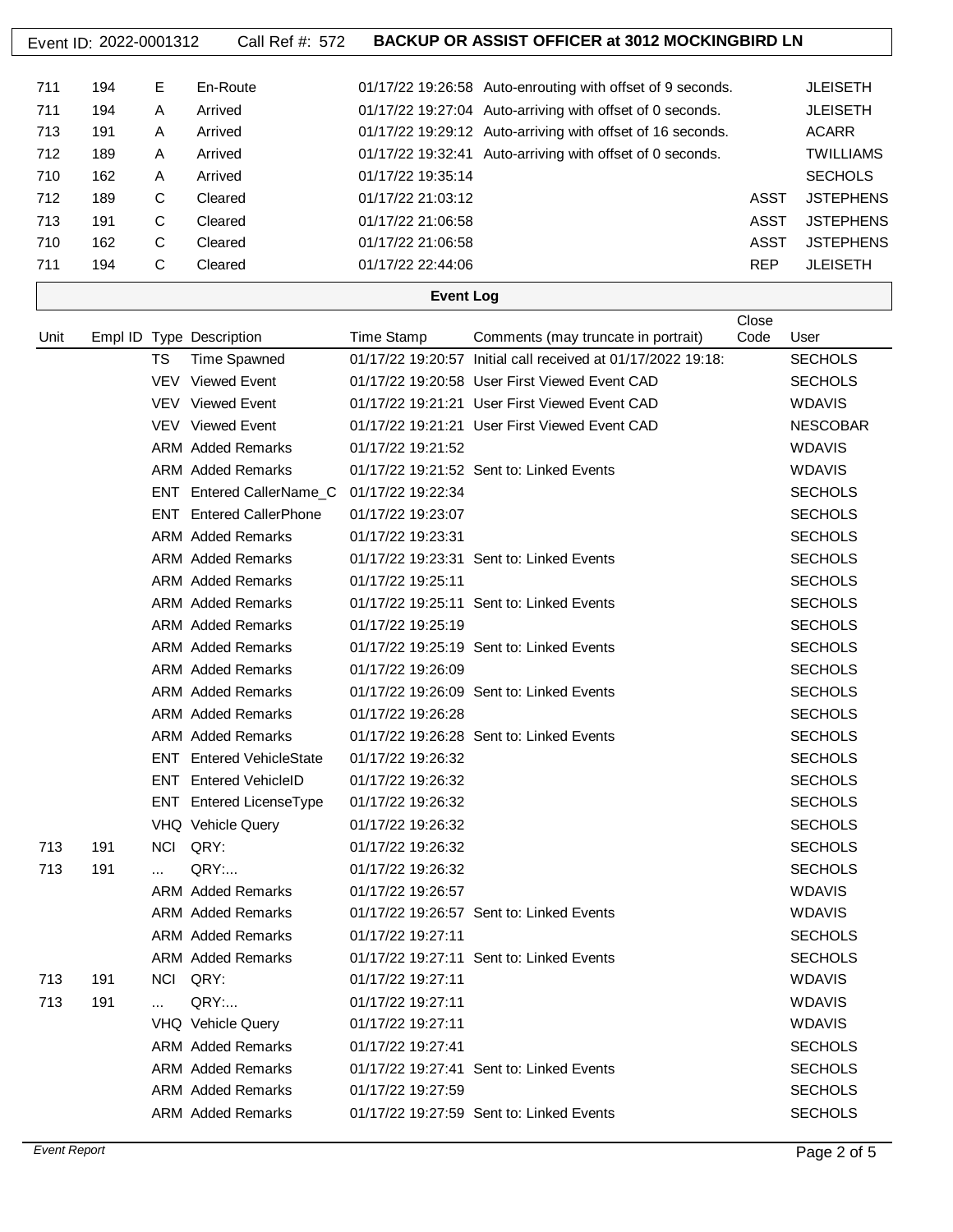Event ID: 2022-0001312 Call Ref #: 572 **BACKUP OR ASSIST OFFICER at 3012 MOCKINGBIRD LN**

| | | | | | | | |
|---|---|---|---|---|---|---|---|
| 711 | 194 | E | En-Route | 01/17/22 19:26:58 | Auto-enrouting with offset of 9 seconds. | | JLEISETH |
| 711 | 194 | A | Arrived | 01/17/22 19:27:04 | Auto-arriving with offset of 0 seconds. | | JLEISETH |
| 713 | 191 | A | Arrived | 01/17/22 19:29:12 | Auto-arriving with offset of 16 seconds. | | ACARR |
| 712 | 189 | A | Arrived | 01/17/22 19:32:41 | Auto-arriving with offset of 0 seconds. | | TWILLIAMS |
| 710 | 162 | A | Arrived | 01/17/22 19:35:14 | | | SECHOLS |
| 712 | 189 | C | Cleared | 01/17/22 21:03:12 | | ASST | JSTEPHENS |
| 713 | 191 | C | Cleared | 01/17/22 21:06:58 | | ASST | JSTEPHENS |
| 710 | 162 | C | Cleared | 01/17/22 21:06:58 | | ASST | JSTEPHENS |
| 711 | 194 | C | Cleared | 01/17/22 22:44:06 | | REP | JLEISETH |

**Event Log**

| Unit | Empl ID | Type | Description | Time Stamp | Comments (may truncate in portrait) | Close Code | User |
|---|---|---|---|---|---|---|---|
| | | TS | Time Spawned | 01/17/22 19:20:57 | Initial call received at 01/17/2022 19:18: | | SECHOLS |
| | | VEV | Viewed Event | 01/17/22 19:20:58 | User First Viewed Event CAD | | SECHOLS |
| | | VEV | Viewed Event | 01/17/22 19:21:21 | User First Viewed Event CAD | | WDAVIS |
| | | VEV | Viewed Event | 01/17/22 19:21:21 | User First Viewed Event CAD | | NESCOBAR |
| | | ARM | Added Remarks | 01/17/22 19:21:52 | | | WDAVIS |
| | | ARM | Added Remarks | 01/17/22 19:21:52 | Sent to: Linked Events | | WDAVIS |
| | | ENT | Entered CallerName_C | 01/17/22 19:22:34 | | | SECHOLS |
| | | ENT | Entered CallerPhone | 01/17/22 19:23:07 | | | SECHOLS |
| | | ARM | Added Remarks | 01/17/22 19:23:31 | | | SECHOLS |
| | | ARM | Added Remarks | 01/17/22 19:23:31 | Sent to: Linked Events | | SECHOLS |
| | | ARM | Added Remarks | 01/17/22 19:25:11 | | | SECHOLS |
| | | ARM | Added Remarks | 01/17/22 19:25:11 | Sent to: Linked Events | | SECHOLS |
| | | ARM | Added Remarks | 01/17/22 19:25:19 | | | SECHOLS |
| | | ARM | Added Remarks | 01/17/22 19:25:19 | Sent to: Linked Events | | SECHOLS |
| | | ARM | Added Remarks | 01/17/22 19:26:09 | | | SECHOLS |
| | | ARM | Added Remarks | 01/17/22 19:26:09 | Sent to: Linked Events | | SECHOLS |
| | | ARM | Added Remarks | 01/17/22 19:26:28 | | | SECHOLS |
| | | ARM | Added Remarks | 01/17/22 19:26:28 | Sent to: Linked Events | | SECHOLS |
| | | ENT | Entered VehicleState | 01/17/22 19:26:32 | | | SECHOLS |
| | | ENT | Entered VehicleID | 01/17/22 19:26:32 | | | SECHOLS |
| | | ENT | Entered LicenseType | 01/17/22 19:26:32 | | | SECHOLS |
| | | VHQ | Vehicle Query | 01/17/22 19:26:32 | | | SECHOLS |
| 713 | 191 | NCI | QRY: | 01/17/22 19:26:32 | | | SECHOLS |
| 713 | 191 | ... | QRY:... | 01/17/22 19:26:32 | | | SECHOLS |
| | | ARM | Added Remarks | 01/17/22 19:26:57 | | | WDAVIS |
| | | ARM | Added Remarks | 01/17/22 19:26:57 | Sent to: Linked Events | | WDAVIS |
| | | ARM | Added Remarks | 01/17/22 19:27:11 | | | SECHOLS |
| | | ARM | Added Remarks | 01/17/22 19:27:11 | Sent to: Linked Events | | SECHOLS |
| 713 | 191 | NCI | QRY: | 01/17/22 19:27:11 | | | WDAVIS |
| 713 | 191 | ... | QRY:... | 01/17/22 19:27:11 | | | WDAVIS |
| | | VHQ | Vehicle Query | 01/17/22 19:27:11 | | | WDAVIS |
| | | ARM | Added Remarks | 01/17/22 19:27:41 | | | SECHOLS |
| | | ARM | Added Remarks | 01/17/22 19:27:41 | Sent to: Linked Events | | SECHOLS |
| | | ARM | Added Remarks | 01/17/22 19:27:59 | | | SECHOLS |
| | | ARM | Added Remarks | 01/17/22 19:27:59 | Sent to: Linked Events | | SECHOLS |

*Event Report*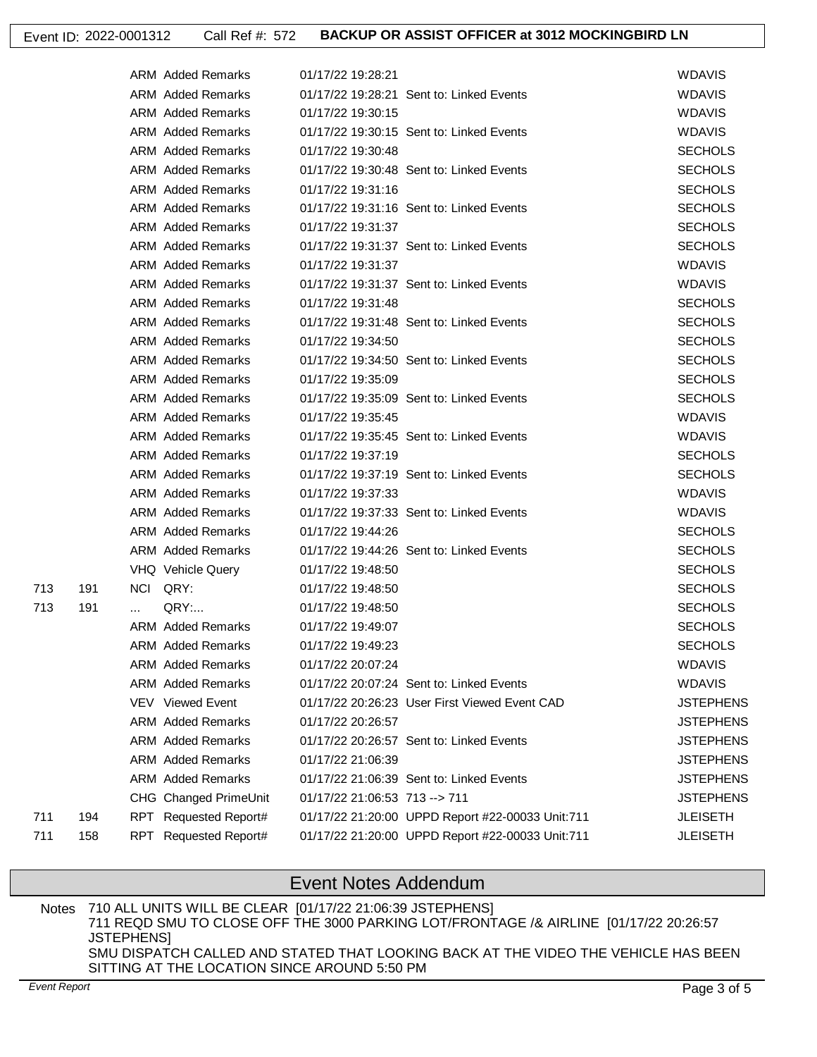Event ID: 2022-0001312 Call Ref #: 572 **BACKUP OR ASSIST OFFICER at 3012 MOCKINGBIRD LN**

| | | | | | | |
|---|---|---|---|---|---|---|
| | | ARM | Added Remarks | 01/17/22 19:28:21 | | WDAVIS |
| | | ARM | Added Remarks | 01/17/22 19:28:21 | Sent to: Linked Events | WDAVIS |
| | | ARM | Added Remarks | 01/17/22 19:30:15 | | WDAVIS |
| | | ARM | Added Remarks | 01/17/22 19:30:15 | Sent to: Linked Events | WDAVIS |
| | | ARM | Added Remarks | 01/17/22 19:30:48 | | SECHOLS |
| | | ARM | Added Remarks | 01/17/22 19:30:48 | Sent to: Linked Events | SECHOLS |
| | | ARM | Added Remarks | 01/17/22 19:31:16 | | SECHOLS |
| | | ARM | Added Remarks | 01/17/22 19:31:16 | Sent to: Linked Events | SECHOLS |
| | | ARM | Added Remarks | 01/17/22 19:31:37 | | SECHOLS |
| | | ARM | Added Remarks | 01/17/22 19:31:37 | Sent to: Linked Events | SECHOLS |
| | | ARM | Added Remarks | 01/17/22 19:31:37 | | WDAVIS |
| | | ARM | Added Remarks | 01/17/22 19:31:37 | Sent to: Linked Events | WDAVIS |
| | | ARM | Added Remarks | 01/17/22 19:31:48 | | SECHOLS |
| | | ARM | Added Remarks | 01/17/22 19:31:48 | Sent to: Linked Events | SECHOLS |
| | | ARM | Added Remarks | 01/17/22 19:34:50 | | SECHOLS |
| | | ARM | Added Remarks | 01/17/22 19:34:50 | Sent to: Linked Events | SECHOLS |
| | | ARM | Added Remarks | 01/17/22 19:35:09 | | SECHOLS |
| | | ARM | Added Remarks | 01/17/22 19:35:09 | Sent to: Linked Events | SECHOLS |
| | | ARM | Added Remarks | 01/17/22 19:35:45 | | WDAVIS |
| | | ARM | Added Remarks | 01/17/22 19:35:45 | Sent to: Linked Events | WDAVIS |
| | | ARM | Added Remarks | 01/17/22 19:37:19 | | SECHOLS |
| | | ARM | Added Remarks | 01/17/22 19:37:19 | Sent to: Linked Events | SECHOLS |
| | | ARM | Added Remarks | 01/17/22 19:37:33 | | WDAVIS |
| | | ARM | Added Remarks | 01/17/22 19:37:33 | Sent to: Linked Events | WDAVIS |
| | | ARM | Added Remarks | 01/17/22 19:44:26 | | SECHOLS |
| | | ARM | Added Remarks | 01/17/22 19:44:26 | Sent to: Linked Events | SECHOLS |
| | | VHQ | Vehicle Query | 01/17/22 19:48:50 | | SECHOLS |
| 713 | 191 | NCI | QRY: | 01/17/22 19:48:50 | | SECHOLS |
| 713 | 191 | ... | QRY:... | 01/17/22 19:48:50 | | SECHOLS |
| | | ARM | Added Remarks | 01/17/22 19:49:07 | | SECHOLS |
| | | ARM | Added Remarks | 01/17/22 19:49:23 | | SECHOLS |
| | | ARM | Added Remarks | 01/17/22 20:07:24 | | WDAVIS |
| | | ARM | Added Remarks | 01/17/22 20:07:24 | Sent to: Linked Events | WDAVIS |
| | | VEV | Viewed Event | 01/17/22 20:26:23 | User First Viewed Event CAD | JSTEPHENS |
| | | ARM | Added Remarks | 01/17/22 20:26:57 | | JSTEPHENS |
| | | ARM | Added Remarks | 01/17/22 20:26:57 | Sent to: Linked Events | JSTEPHENS |
| | | ARM | Added Remarks | 01/17/22 21:06:39 | | JSTEPHENS |
| | | ARM | Added Remarks | 01/17/22 21:06:39 | Sent to: Linked Events | JSTEPHENS |
| | | CHG | Changed PrimeUnit | 01/17/22 21:06:53 | 713 --> 711 | JSTEPHENS |
| 711 | 194 | RPT | Requested Report# | 01/17/22 21:20:00 | UPPD Report #22-00033 Unit:711 | JLEISETH |
| 711 | 158 | RPT | Requested Report# | 01/17/22 21:20:00 | UPPD Report #22-00033 Unit:711 | JLEISETH |

## Event Notes Addendum

Notes 710 ALL UNITS WILL BE CLEAR [01/17/22 21:06:39 JSTEPHENS]
711 REQD SMU TO CLOSE OFF THE 3000 PARKING LOT/FRONTAGE /& AIRLINE [01/17/22 20:26:57 JSTEPHENS]
SMU DISPATCH CALLED AND STATED THAT LOOKING BACK AT THE VIDEO THE VEHICLE HAS BEEN SITTING AT THE LOCATION SINCE AROUND 5:50 PM

*Event Report*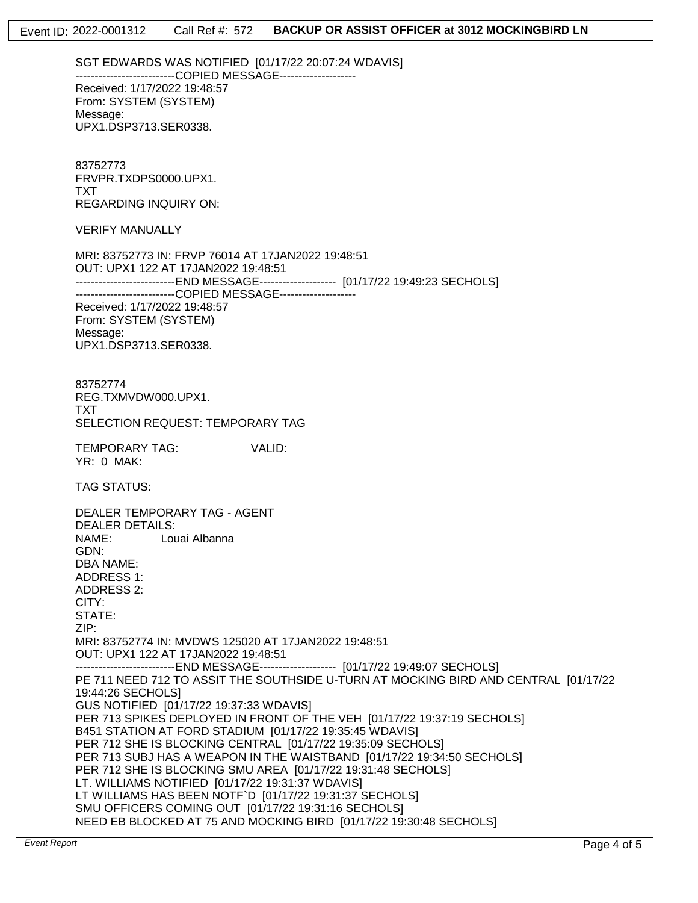Event ID: 2022-0001312 Call Ref #: 572 **BACKUP OR ASSIST OFFICER at 3012 MOCKINGBIRD LN**

SGT EDWARDS WAS NOTIFIED [01/17/22 20:07:24 WDAVIS]
--------------------------COPIED MESSAGE--------------------
Received: 1/17/2022 19:48:57
From: SYSTEM (SYSTEM)
Message:
UPX1.DSP3713.SER0338.

83752773
FRVPR.TXDPS0000.UPX1.
TXT
REGARDING INQUIRY ON:

VERIFY MANUALLY

MRI: 83752773 IN: FRVP 76014 AT 17JAN2022 19:48:51
OUT: UPX1 122 AT 17JAN2022 19:48:51
--------------------------END MESSAGE-------------------- [01/17/22 19:49:23 SECHOLS]
--------------------------COPIED MESSAGE--------------------
Received: 1/17/2022 19:48:57
From: SYSTEM (SYSTEM)
Message:
UPX1.DSP3713.SER0338.

83752774
REG.TXMVDW000.UPX1.
TXT
SELECTION REQUEST: TEMPORARY TAG

TEMPORARY TAG: VALID:
YR: 0 MAK:

TAG STATUS:

DEALER TEMPORARY TAG - AGENT
DEALER DETAILS:
NAME: Louai Albanna
GDN:
DBA NAME:
ADDRESS 1:
ADDRESS 2:
CITY:
STATE:
ZIP:
MRI: 83752774 IN: MVDWS 125020 AT 17JAN2022 19:48:51
OUT: UPX1 122 AT 17JAN2022 19:48:51
--------------------------END MESSAGE-------------------- [01/17/22 19:49:07 SECHOLS]
PE 711 NEED 712 TO ASSIT THE SOUTHSIDE U-TURN AT MOCKING BIRD AND CENTRAL [01/17/22 19:44:26 SECHOLS]
GUS NOTIFIED [01/17/22 19:37:33 WDAVIS]
PER 713 SPIKES DEPLOYED IN FRONT OF THE VEH [01/17/22 19:37:19 SECHOLS]
B451 STATION AT FORD STADIUM [01/17/22 19:35:45 WDAVIS]
PER 712 SHE IS BLOCKING CENTRAL [01/17/22 19:35:09 SECHOLS]
PER 713 SUBJ HAS A WEAPON IN THE WAISTBAND [01/17/22 19:34:50 SECHOLS]
PER 712 SHE IS BLOCKING SMU AREA [01/17/22 19:31:48 SECHOLS]
LT. WILLIAMS NOTIFIED [01/17/22 19:31:37 WDAVIS]
LT WILLIAMS HAS BEEN NOTF`D [01/17/22 19:31:37 SECHOLS]
SMU OFFICERS COMING OUT [01/17/22 19:31:16 SECHOLS]
NEED EB BLOCKED AT 75 AND MOCKING BIRD [01/17/22 19:30:48 SECHOLS]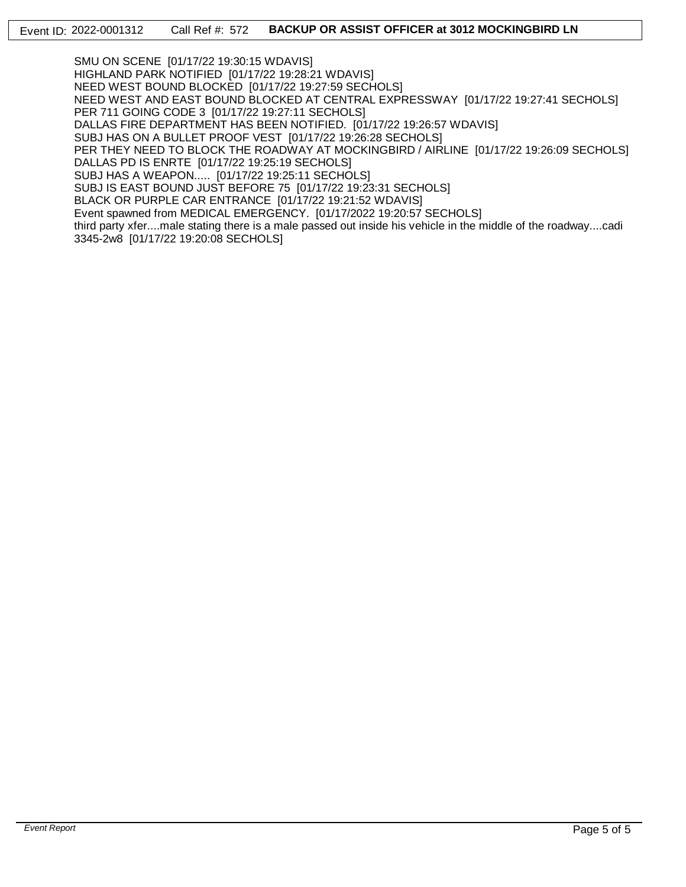Event ID: 2022-0001312 Call Ref #: 572 **BACKUP OR ASSIST OFFICER at 3012 MOCKINGBIRD LN**

SMU ON SCENE [01/17/22 19:30:15 WDAVIS]
HIGHLAND PARK NOTIFIED [01/17/22 19:28:21 WDAVIS]
NEED WEST BOUND BLOCKED [01/17/22 19:27:59 SECHOLS]
NEED WEST AND EAST BOUND BLOCKED AT CENTRAL EXPRESSWAY [01/17/22 19:27:41 SECHOLS]
PER 711 GOING CODE 3 [01/17/22 19:27:11 SECHOLS]
DALLAS FIRE DEPARTMENT HAS BEEN NOTIFIED. [01/17/22 19:26:57 WDAVIS]
SUBJ HAS ON A BULLET PROOF VEST [01/17/22 19:26:28 SECHOLS]
PER THEY NEED TO BLOCK THE ROADWAY AT MOCKINGBIRD / AIRLINE [01/17/22 19:26:09 SECHOLS]
DALLAS PD IS ENRTE [01/17/22 19:25:19 SECHOLS]
SUBJ HAS A WEAPON..... [01/17/22 19:25:11 SECHOLS]
SUBJ IS EAST BOUND JUST BEFORE 75 [01/17/22 19:23:31 SECHOLS]
BLACK OR PURPLE CAR ENTRANCE [01/17/22 19:21:52 WDAVIS]
Event spawned from MEDICAL EMERGENCY. [01/17/2022 19:20:57 SECHOLS]
third party xfer....male stating there is a male passed out inside his vehicle in the middle of the roadway....cadi 3345-2w8 [01/17/22 19:20:08 SECHOLS]